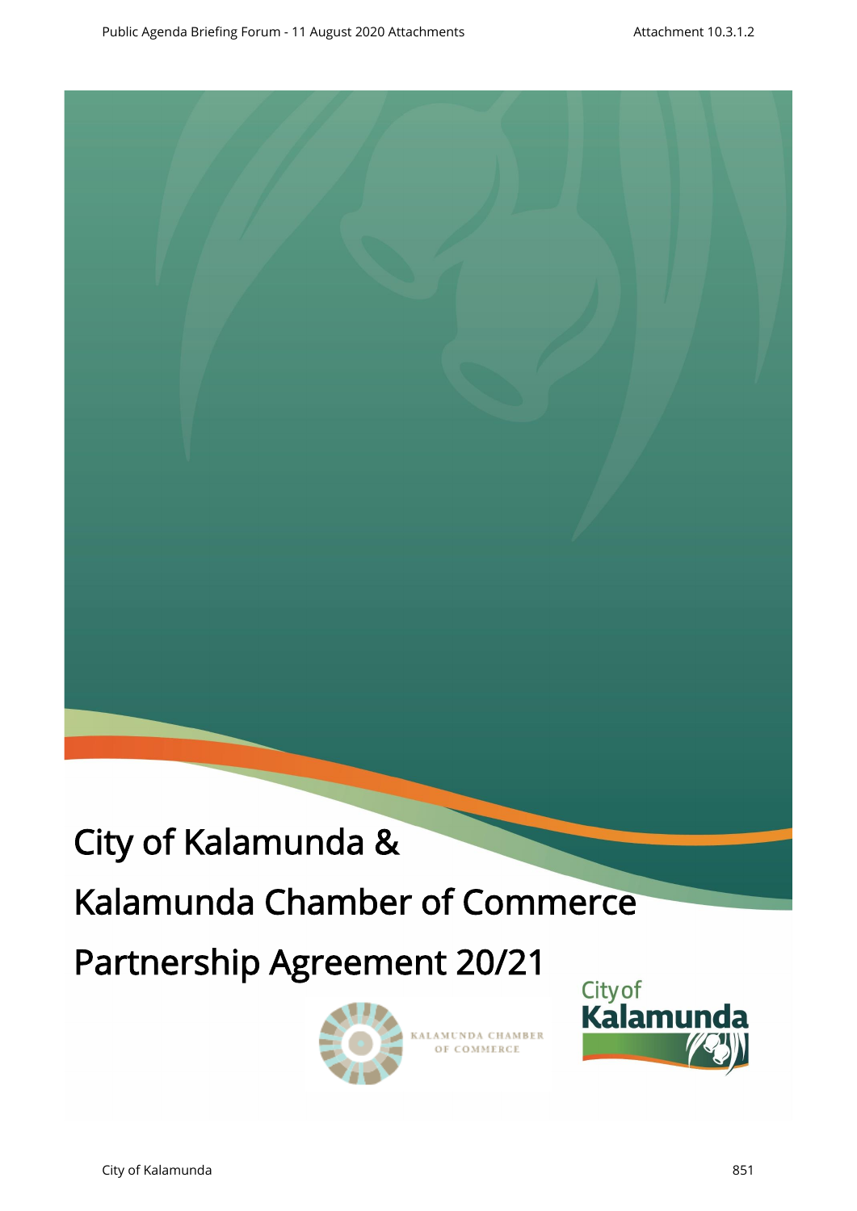# City of Kalamunda &

# Kalamunda Chamber of Commerce

# Partnership Agreement 20/21

KALAMUNDA CHAMBER OF COMMERCE

City of Kalamunda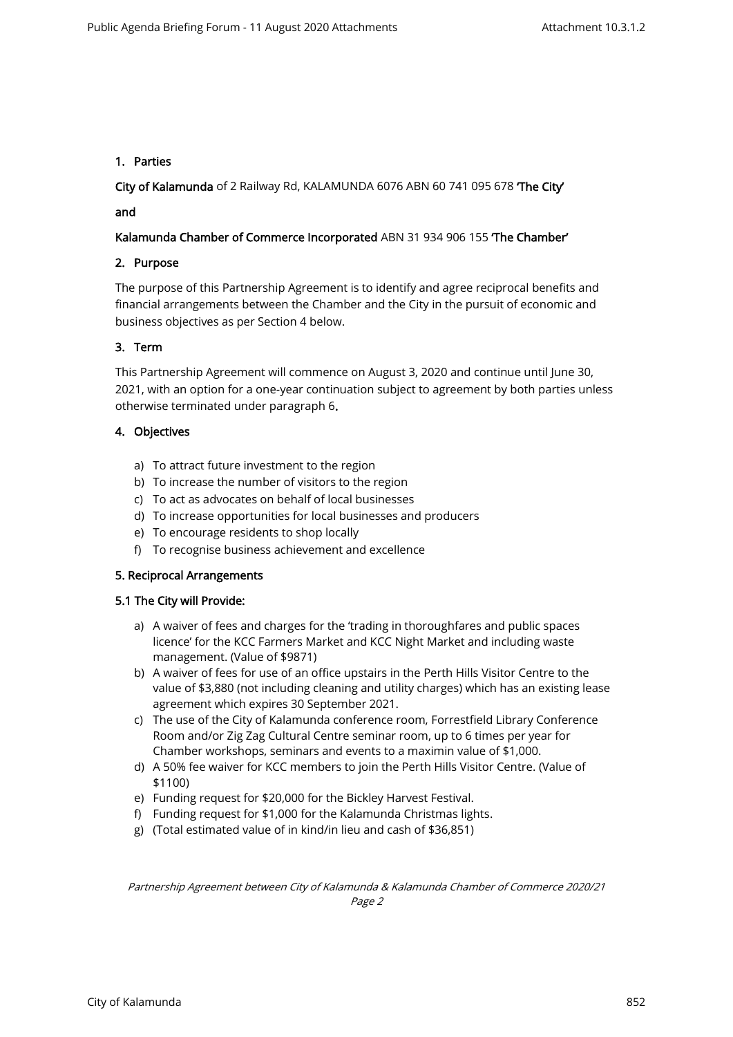## 1. Parties

**City of Kalamunda** of 2 Railway Rd, KALAMUNDA 6076 ABN 60 741 095 678 **'The City'**

**and**

**Kalamunda Chamber of Commerce Incorporated** ABN 31 934 906 155 **'The Chamber'**

## 2. Purpose

The purpose of this Partnership Agreement is to identify and agree reciprocal benefits and financial arrangements between the Chamber and the City in the pursuit of economic and business objectives as per Section 4 below.

## 3. Term

This Partnership Agreement will commence on August 3, 2020 and continue until June 30, 2021, with an option for a one-year continuation subject to agreement by both parties unless otherwise terminated under paragraph 6.

## 4. Objectives

a) To attract future investment to the region
b) To increase the number of visitors to the region
c) To act as advocates on behalf of local businesses
d) To increase opportunities for local businesses and producers
e) To encourage residents to shop locally
f) To recognise business achievement and excellence

## 5. Reciprocal Arrangements

### 5.1 The City will Provide:

a) A waiver of fees and charges for the 'trading in thoroughfares and public spaces licence' for the KCC Farmers Market and KCC Night Market and including waste management. (Value of $9871)
b) A waiver of fees for use of an office upstairs in the Perth Hills Visitor Centre to the value of $3,880 (not including cleaning and utility charges) which has an existing lease agreement which expires 30 September 2021.
c) The use of the City of Kalamunda conference room, Forrestfield Library Conference Room and/or Zig Zag Cultural Centre seminar room, up to 6 times per year for Chamber workshops, seminars and events to a maximin value of $1,000.
d) A 50% fee waiver for KCC members to join the Perth Hills Visitor Centre. (Value of $1100)
e) Funding request for $20,000 for the Bickley Harvest Festival.
f) Funding request for $1,000 for the Kalamunda Christmas lights.
g) (Total estimated value of in kind/in lieu and cash of $36,851)

*Partnership Agreement between City of Kalamunda & Kalamunda Chamber of Commerce 2020/21*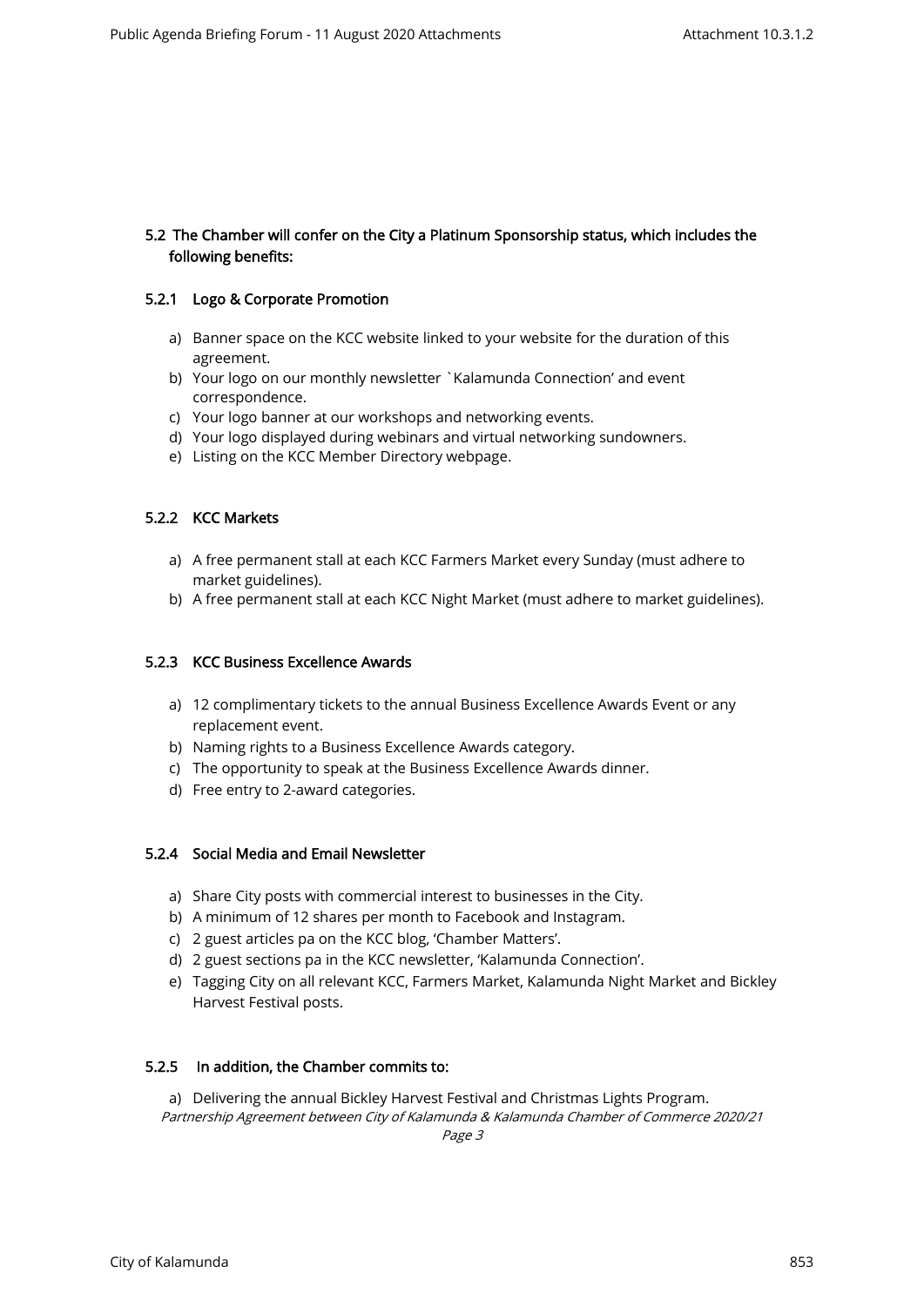## 5.2 The Chamber will confer on the City a Platinum Sponsorship status, which includes the following benefits:

### 5.2.1 Logo & Corporate Promotion

a) Banner space on the KCC website linked to your website for the duration of this agreement.
b) Your logo on our monthly newsletter `Kalamunda Connection' and event correspondence.
c) Your logo banner at our workshops and networking events.
d) Your logo displayed during webinars and virtual networking sundowners.
e) Listing on the KCC Member Directory webpage.

### 5.2.2 KCC Markets

a) A free permanent stall at each KCC Farmers Market every Sunday (must adhere to market guidelines).
b) A free permanent stall at each KCC Night Market (must adhere to market guidelines).

### 5.2.3 KCC Business Excellence Awards

a) 12 complimentary tickets to the annual Business Excellence Awards Event or any replacement event.
b) Naming rights to a Business Excellence Awards category.
c) The opportunity to speak at the Business Excellence Awards dinner.
d) Free entry to 2-award categories.

### 5.2.4 Social Media and Email Newsletter

a) Share City posts with commercial interest to businesses in the City.
b) A minimum of 12 shares per month to Facebook and Instagram.
c) 2 guest articles pa on the KCC blog, 'Chamber Matters'.
d) 2 guest sections pa in the KCC newsletter, 'Kalamunda Connection'.
e) Tagging City on all relevant KCC, Farmers Market, Kalamunda Night Market and Bickley Harvest Festival posts.

### 5.2.5 In addition, the Chamber commits to:

a) Delivering the annual Bickley Harvest Festival and Christmas Lights Program.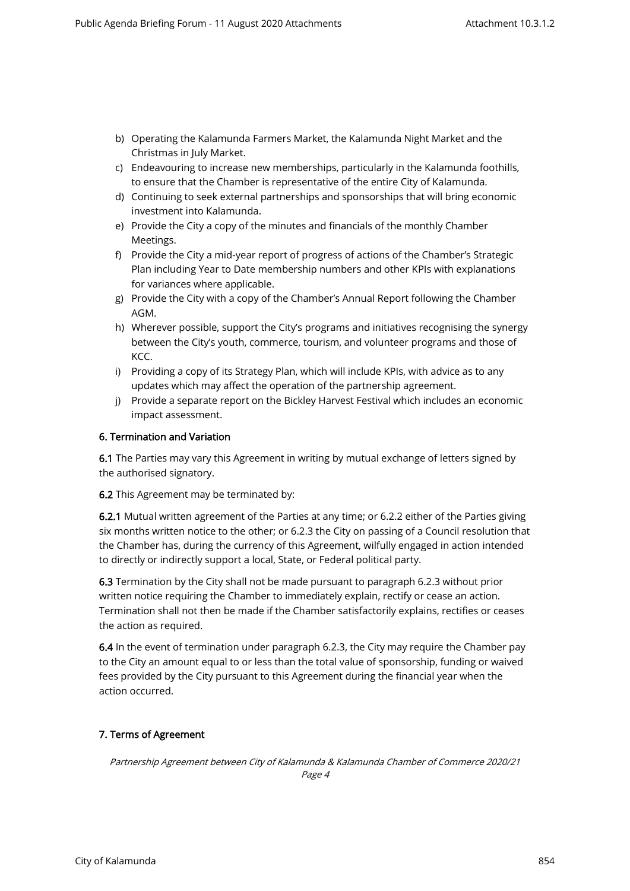b) Operating the Kalamunda Farmers Market, the Kalamunda Night Market and the Christmas in July Market.
c) Endeavouring to increase new memberships, particularly in the Kalamunda foothills, to ensure that the Chamber is representative of the entire City of Kalamunda.
d) Continuing to seek external partnerships and sponsorships that will bring economic investment into Kalamunda.
e) Provide the City a copy of the minutes and financials of the monthly Chamber Meetings.
f) Provide the City a mid-year report of progress of actions of the Chamber's Strategic Plan including Year to Date membership numbers and other KPIs with explanations for variances where applicable.
g) Provide the City with a copy of the Chamber's Annual Report following the Chamber AGM.
h) Wherever possible, support the City's programs and initiatives recognising the synergy between the City's youth, commerce, tourism, and volunteer programs and those of KCC.
i) Providing a copy of its Strategy Plan, which will include KPIs, with advice as to any updates which may affect the operation of the partnership agreement.
j) Provide a separate report on the Bickley Harvest Festival which includes an economic impact assessment.

## 6. Termination and Variation

**6.1** The Parties may vary this Agreement in writing by mutual exchange of letters signed by the authorised signatory.

**6.2** This Agreement may be terminated by:

**6.2.1** Mutual written agreement of the Parties at any time; or 6.2.2 either of the Parties giving six months written notice to the other; or 6.2.3 the City on passing of a Council resolution that the Chamber has, during the currency of this Agreement, wilfully engaged in action intended to directly or indirectly support a local, State, or Federal political party.

**6.3** Termination by the City shall not be made pursuant to paragraph 6.2.3 without prior written notice requiring the Chamber to immediately explain, rectify or cease an action. Termination shall not then be made if the Chamber satisfactorily explains, rectifies or ceases the action as required.

**6.4** In the event of termination under paragraph 6.2.3, the City may require the Chamber pay to the City an amount equal to or less than the total value of sponsorship, funding or waived fees provided by the City pursuant to this Agreement during the financial year when the action occurred.

## 7. Terms of Agreement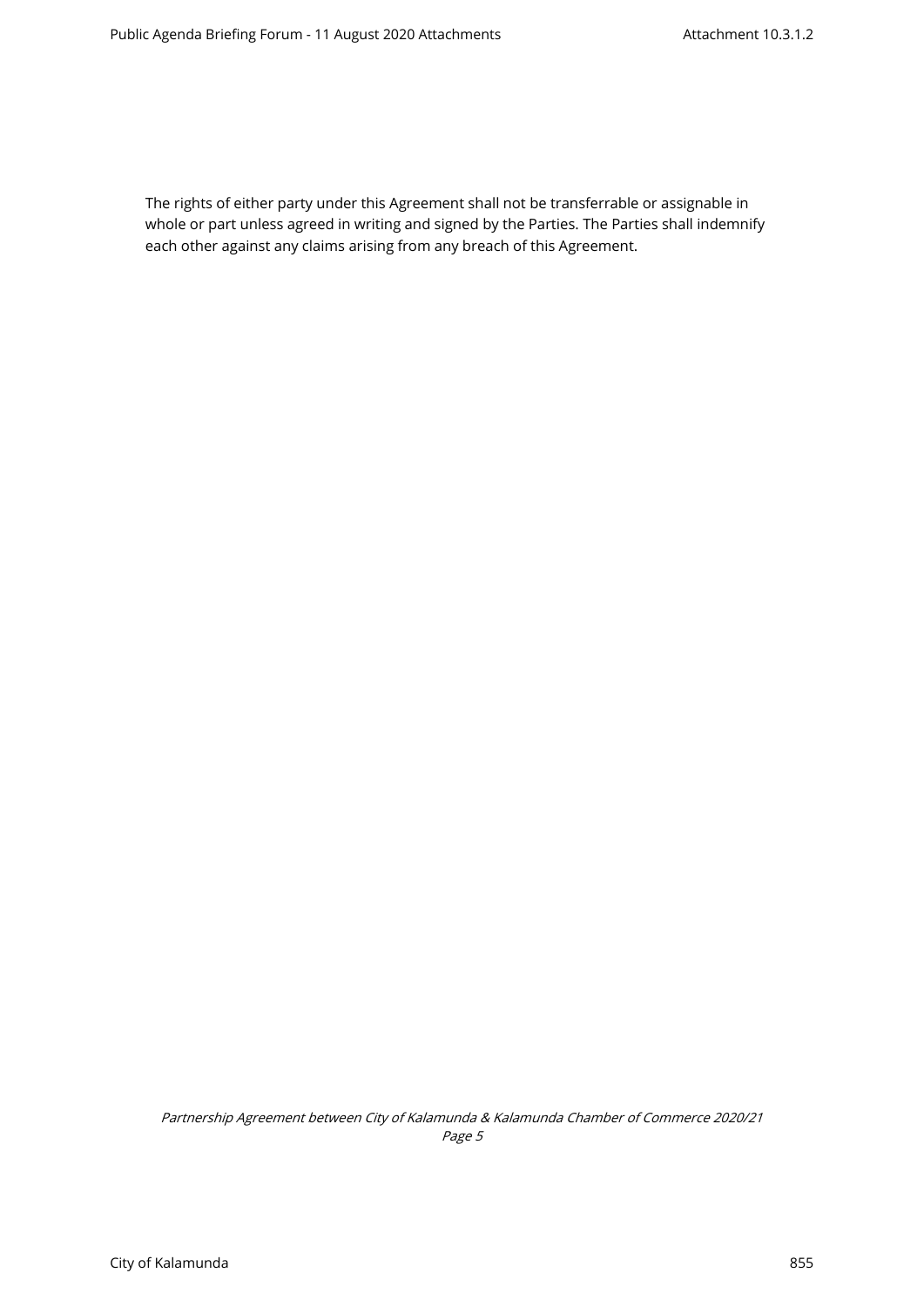The rights of either party under this Agreement shall not be transferrable or assignable in whole or part unless agreed in writing and signed by the Parties. The Parties shall indemnify each other against any claims arising from any breach of this Agreement.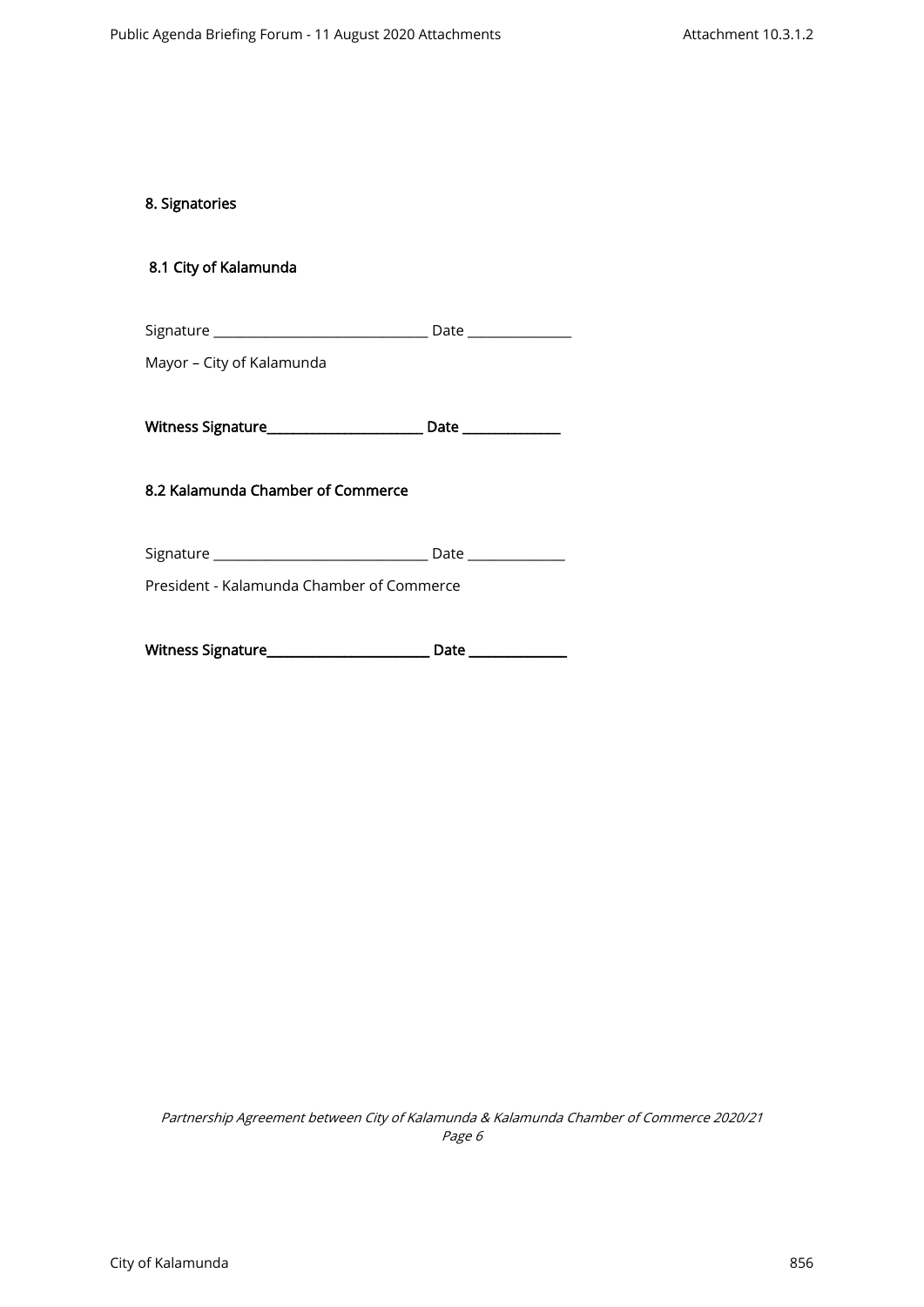## 8. Signatories

### 8.1 City of Kalamunda

Signature ________________________________ Date _______________

Mayor – City of Kalamunda

**Witness Signature________________________ Date ______________**

### 8.2 Kalamunda Chamber of Commerce

Signature ________________________________ Date ______________

President - Kalamunda Chamber of Commerce

**Witness Signature________________________ Date ______________**

*Partnership Agreement between City of Kalamunda & Kalamunda Chamber of Commerce 2020/21*